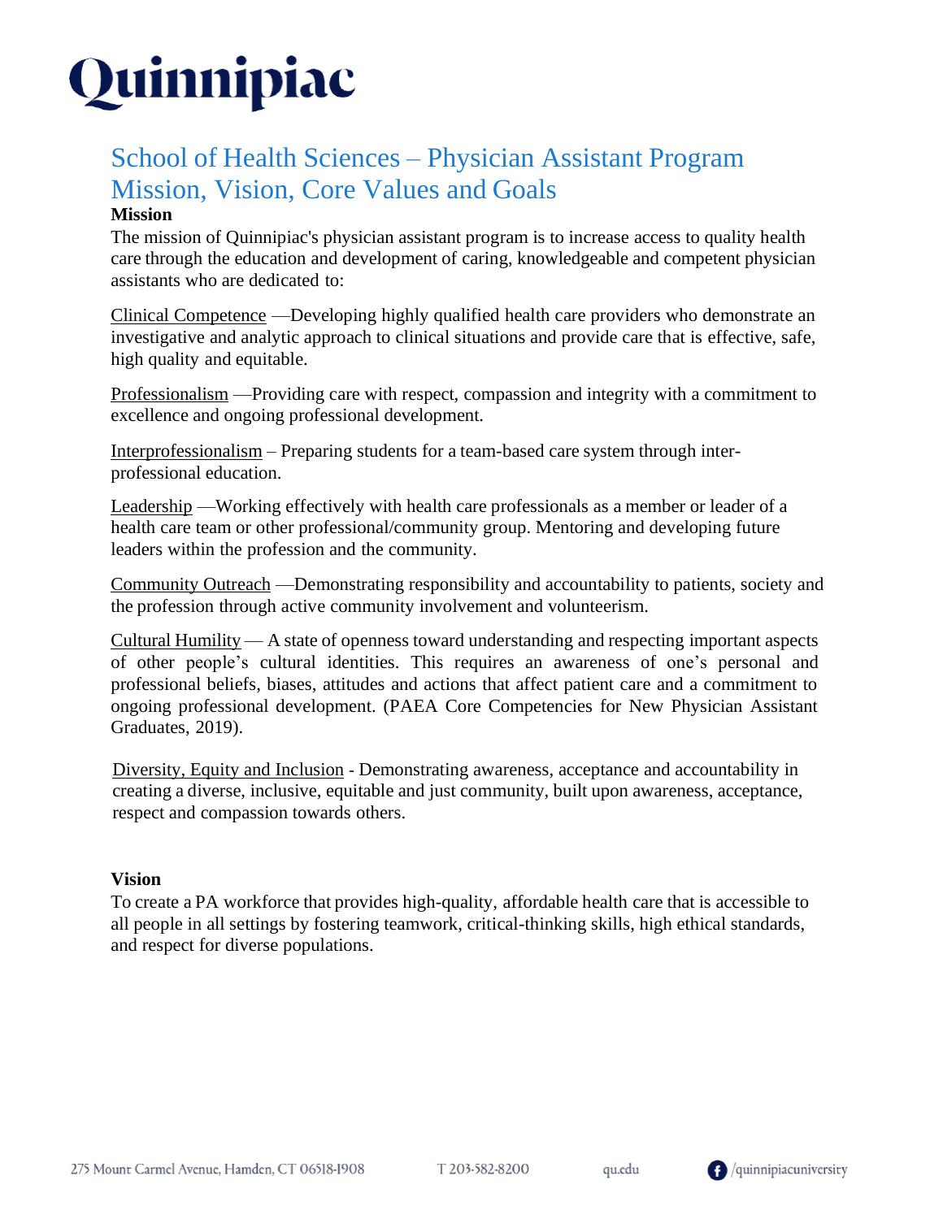# Quinnipiac

## School of Health Sciences – Physician Assistant Program Mission, Vision, Core Values and Goals

**Mission**

The mission of Quinnipiac's physician assistant program is to increase access to quality health care through the education and development of caring, knowledgeable and competent physician assistants who are dedicated to:

<u>Clinical Competence</u> —Developing highly qualified health care providers who demonstrate an investigative and analytic approach to clinical situations and provide care that is effective, safe, high quality and equitable.

<u>Professionalism</u> —Providing care with respect, compassion and integrity with a commitment to excellence and ongoing professional development.

<u>Interprofessionalism</u> – Preparing students for a team-based care system through inter-professional education.

<u>Leadership</u> —Working effectively with health care professionals as a member or leader of a health care team or other professional/community group. Mentoring and developing future leaders within the profession and the community.

<u>Community Outreach</u> —Demonstrating responsibility and accountability to patients, society and the profession through active community involvement and volunteerism.

<u>Cultural Humility</u> — A state of openness toward understanding and respecting important aspects of other people's cultural identities. This requires an awareness of one's personal and professional beliefs, biases, attitudes and actions that affect patient care and a commitment to ongoing professional development. (PAEA Core Competencies for New Physician Assistant Graduates, 2019).

<u>Diversity, Equity and Inclusion</u> - Demonstrating awareness, acceptance and accountability in creating a diverse, inclusive, equitable and just community, built upon awareness, acceptance, respect and compassion towards others.

**Vision**

To create a PA workforce that provides high-quality, affordable health care that is accessible to all people in all settings by fostering teamwork, critical-thinking skills, high ethical standards, and respect for diverse populations.

275 Mount Carmel Avenue, Hamden, CT 06518-1908 T 203-582-8200 qu.edu /quinnipiacuniversity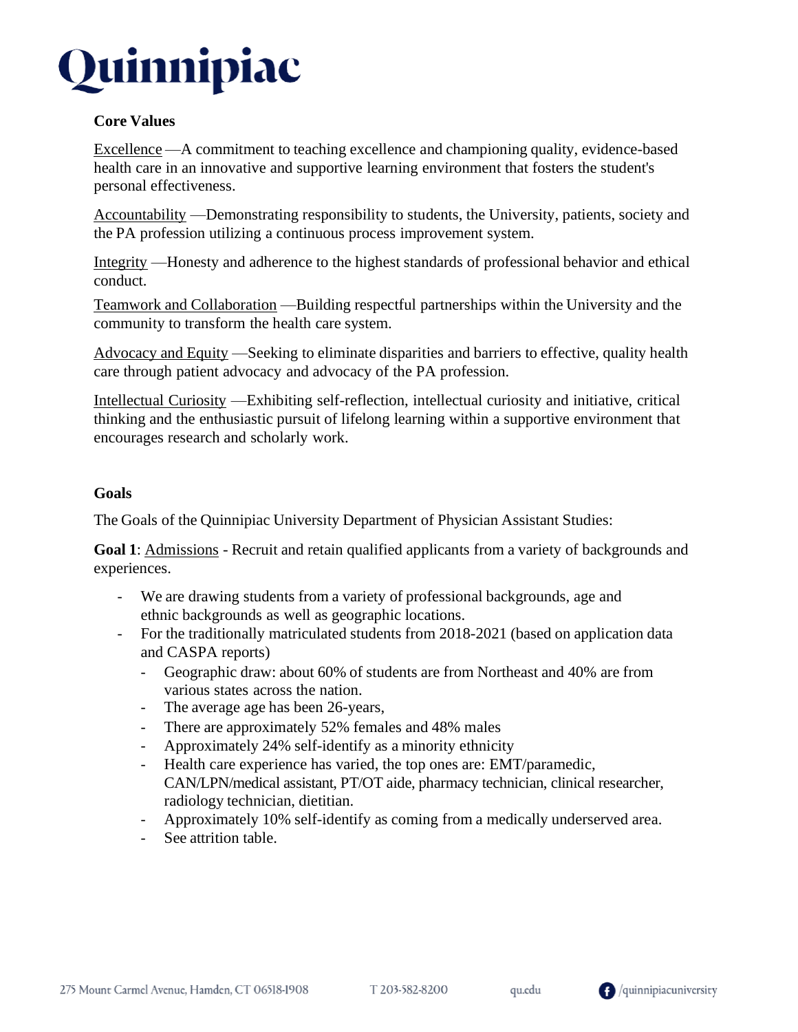**Core Values**

Excellence —A commitment to teaching excellence and championing quality, evidence-based health care in an innovative and supportive learning environment that fosters the student's personal effectiveness.

Accountability —Demonstrating responsibility to students, the University, patients, society and the PA profession utilizing a continuous process improvement system.

Integrity —Honesty and adherence to the highest standards of professional behavior and ethical conduct.

Teamwork and Collaboration —Building respectful partnerships within the University and the community to transform the health care system.

Advocacy and Equity —Seeking to eliminate disparities and barriers to effective, quality health care through patient advocacy and advocacy of the PA profession.

Intellectual Curiosity —Exhibiting self-reflection, intellectual curiosity and initiative, critical thinking and the enthusiastic pursuit of lifelong learning within a supportive environment that encourages research and scholarly work.

**Goals**

The Goals of the Quinnipiac University Department of Physician Assistant Studies:

**Goal 1**: Admissions - Recruit and retain qualified applicants from a variety of backgrounds and experiences.

- We are drawing students from a variety of professional backgrounds, age and ethnic backgrounds as well as geographic locations.
- For the traditionally matriculated students from 2018-2021 (based on application data and CASPA reports)
  - Geographic draw: about 60% of students are from Northeast and 40% are from various states across the nation.
  - The average age has been 26-years,
  - There are approximately 52% females and 48% males
  - Approximately 24% self-identify as a minority ethnicity
  - Health care experience has varied, the top ones are: EMT/paramedic, CAN/LPN/medical assistant, PT/OT aide, pharmacy technician, clinical researcher, radiology technician, dietitian.
  - Approximately 10% self-identify as coming from a medically underserved area.
  - See attrition table.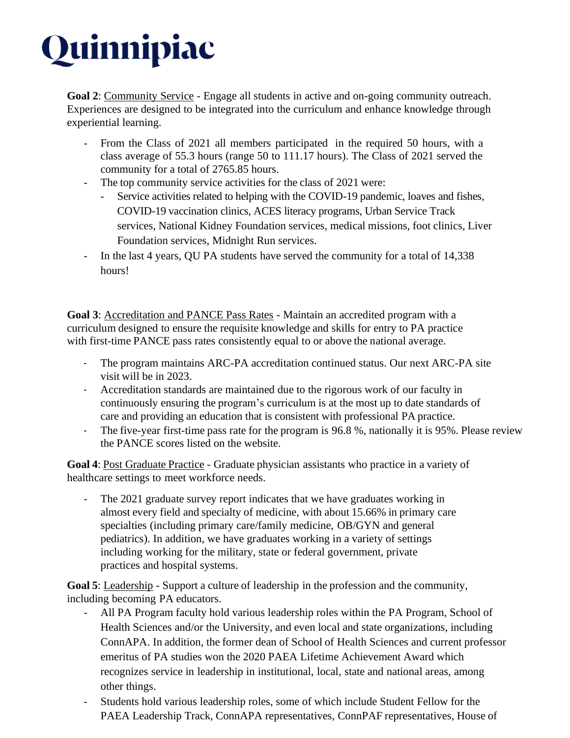**Goal 2**: Community Service - Engage all students in active and on-going community outreach. Experiences are designed to be integrated into the curriculum and enhance knowledge through experiential learning.

- From the Class of 2021 all members participated in the required 50 hours, with a class average of 55.3 hours (range 50 to 111.17 hours). The Class of 2021 served the community for a total of 2765.85 hours.
- The top community service activities for the class of 2021 were:
  - Service activities related to helping with the COVID-19 pandemic, loaves and fishes, COVID-19 vaccination clinics, ACES literacy programs, Urban Service Track services, National Kidney Foundation services, medical missions, foot clinics, Liver Foundation services, Midnight Run services.
- In the last 4 years, QU PA students have served the community for a total of 14,338 hours!

**Goal 3**: Accreditation and PANCE Pass Rates - Maintain an accredited program with a curriculum designed to ensure the requisite knowledge and skills for entry to PA practice with first-time PANCE pass rates consistently equal to or above the national average.

- The program maintains ARC-PA accreditation continued status. Our next ARC-PA site visit will be in 2023.
- Accreditation standards are maintained due to the rigorous work of our faculty in continuously ensuring the program's curriculum is at the most up to date standards of care and providing an education that is consistent with professional PA practice.
- The five-year first-time pass rate for the program is 96.8 %, nationally it is 95%. Please review the PANCE scores listed on the website.

**Goal 4**: Post Graduate Practice - Graduate physician assistants who practice in a variety of healthcare settings to meet workforce needs.

- The 2021 graduate survey report indicates that we have graduates working in almost every field and specialty of medicine, with about 15.66% in primary care specialties (including primary care/family medicine, OB/GYN and general pediatrics). In addition, we have graduates working in a variety of settings including working for the military, state or federal government, private practices and hospital systems.

**Goal 5**: Leadership - Support a culture of leadership in the profession and the community, including becoming PA educators.

- All PA Program faculty hold various leadership roles within the PA Program, School of Health Sciences and/or the University, and even local and state organizations, including ConnAPA. In addition, the former dean of School of Health Sciences and current professor emeritus of PA studies won the 2020 PAEA Lifetime Achievement Award which recognizes service in leadership in institutional, local, state and national areas, among other things.
- Students hold various leadership roles, some of which include Student Fellow for the PAEA Leadership Track, ConnAPA representatives, ConnPAF representatives, House of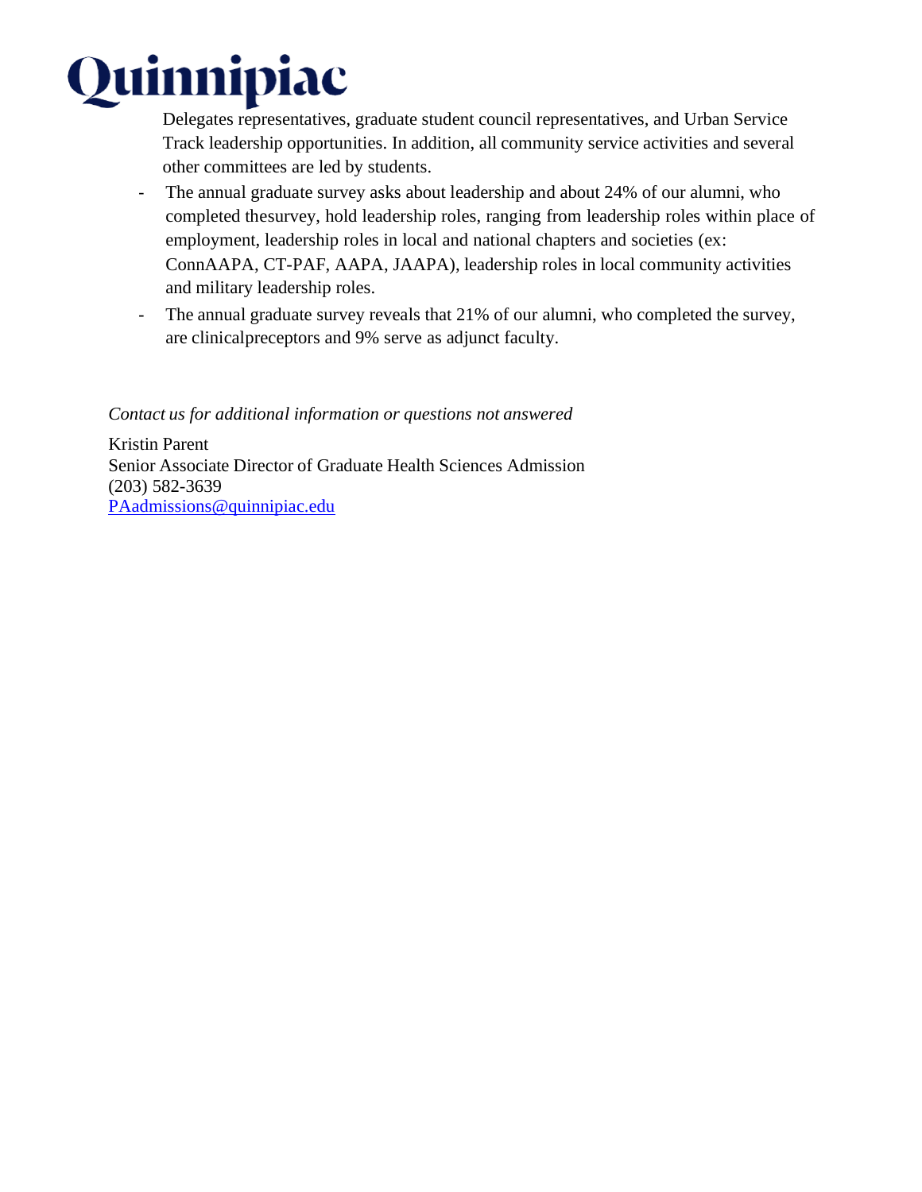Delegates representatives, graduate student council representatives, and Urban Service Track leadership opportunities. In addition, all community service activities and several other committees are led by students.

- The annual graduate survey asks about leadership and about 24% of our alumni, who completed thesurvey, hold leadership roles, ranging from leadership roles within place of employment, leadership roles in local and national chapters and societies (ex: ConnAAPA, CT-PAF, AAPA, JAAPA), leadership roles in local community activities and military leadership roles.
- The annual graduate survey reveals that 21% of our alumni, who completed the survey, are clinicalpreceptors and 9% serve as adjunct faculty.

*Contact us for additional information or questions not answered*

Kristin Parent
Senior Associate Director of Graduate Health Sciences Admission
(203) 582-3639
PAadmissions@quinnipiac.edu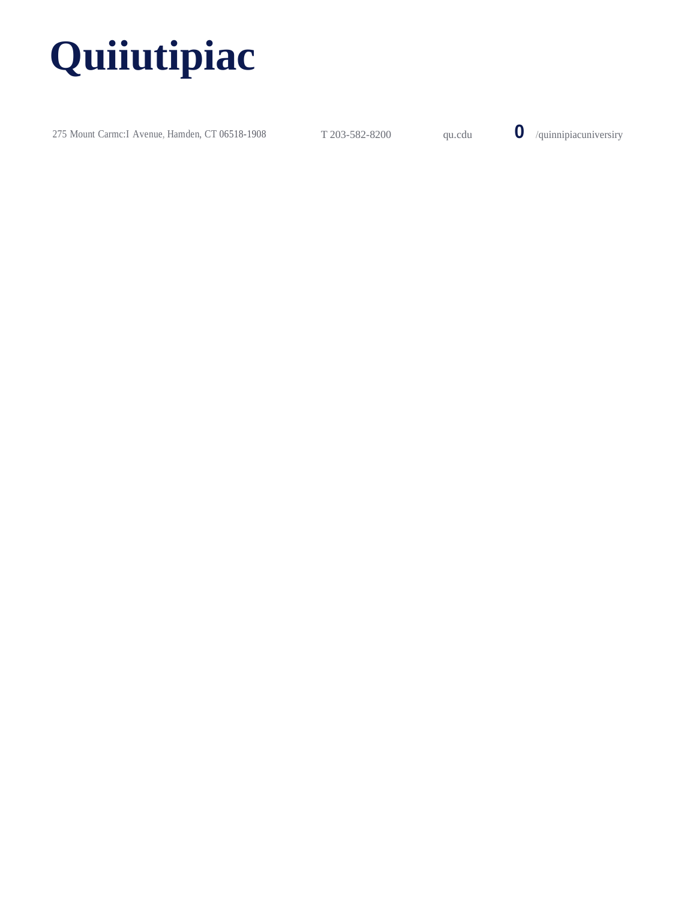# Quiiutipiac

275 Mount Carmc:I Avenue, Hamden, CT 06518-1908 T 203-582-8200 qu.cdu 0 /quinnipiacuniversiry